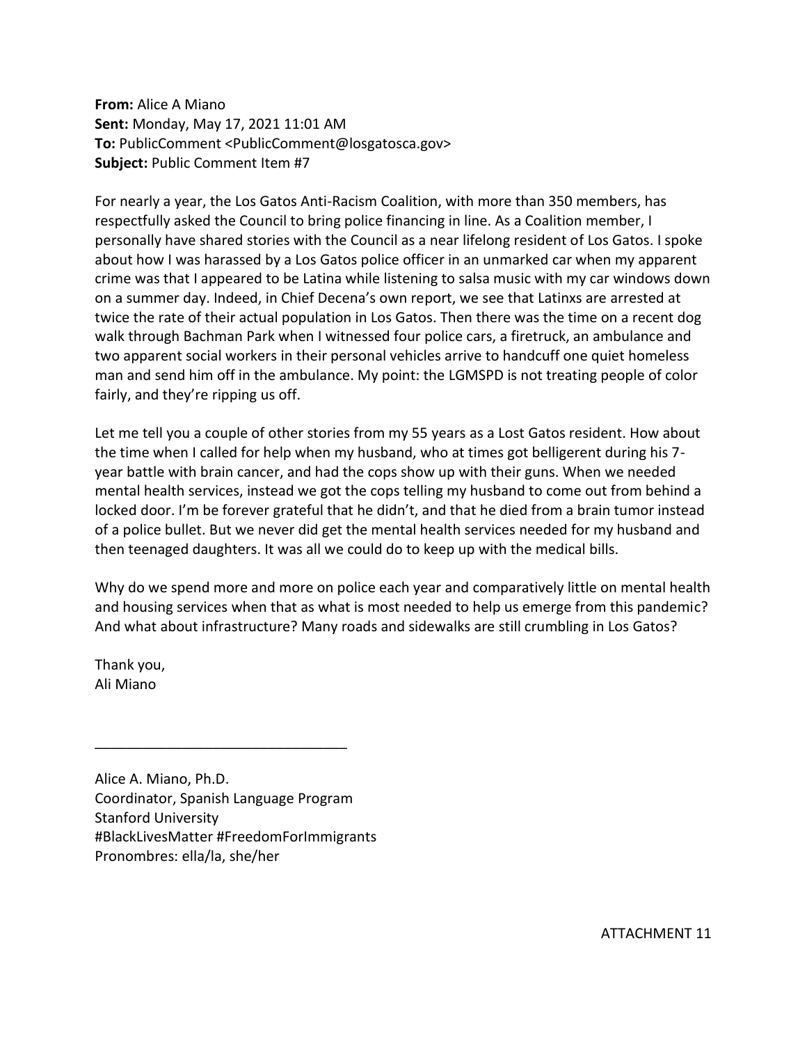**From:** Alice A Miano
**Sent:** Monday, May 17, 2021 11:01 AM
**To:** PublicComment <PublicComment@losgatosca.gov>
**Subject:** Public Comment Item #7

For nearly a year, the Los Gatos Anti-Racism Coalition, with more than 350 members, has respectfully asked the Council to bring police financing in line. As a Coalition member, I personally have shared stories with the Council as a near lifelong resident of Los Gatos. I spoke about how I was harassed by a Los Gatos police officer in an unmarked car when my apparent crime was that I appeared to be Latina while listening to salsa music with my car windows down on a summer day. Indeed, in Chief Decena's own report, we see that Latinxs are arrested at twice the rate of their actual population in Los Gatos. Then there was the time on a recent dog walk through Bachman Park when I witnessed four police cars, a firetruck, an ambulance and two apparent social workers in their personal vehicles arrive to handcuff one quiet homeless man and send him off in the ambulance. My point: the LGMSPD is not treating people of color fairly, and they're ripping us off.

Let me tell you a couple of other stories from my 55 years as a Lost Gatos resident. How about the time when I called for help when my husband, who at times got belligerent during his 7-year battle with brain cancer, and had the cops show up with their guns. When we needed mental health services, instead we got the cops telling my husband to come out from behind a locked door. I'm be forever grateful that he didn't, and that he died from a brain tumor instead of a police bullet. But we never did get the mental health services needed for my husband and then teenaged daughters. It was all we could do to keep up with the medical bills.

Why do we spend more and more on police each year and comparatively little on mental health and housing services when that as what is most needed to help us emerge from this pandemic? And what about infrastructure? Many roads and sidewalks are still crumbling in Los Gatos?

Thank you,
Ali Miano

---

Alice A. Miano, Ph.D.
Coordinator, Spanish Language Program
Stanford University
#BlackLivesMatter #FreedomForImmigrants
Pronombres: ella/la, she/her

ATTACHMENT 11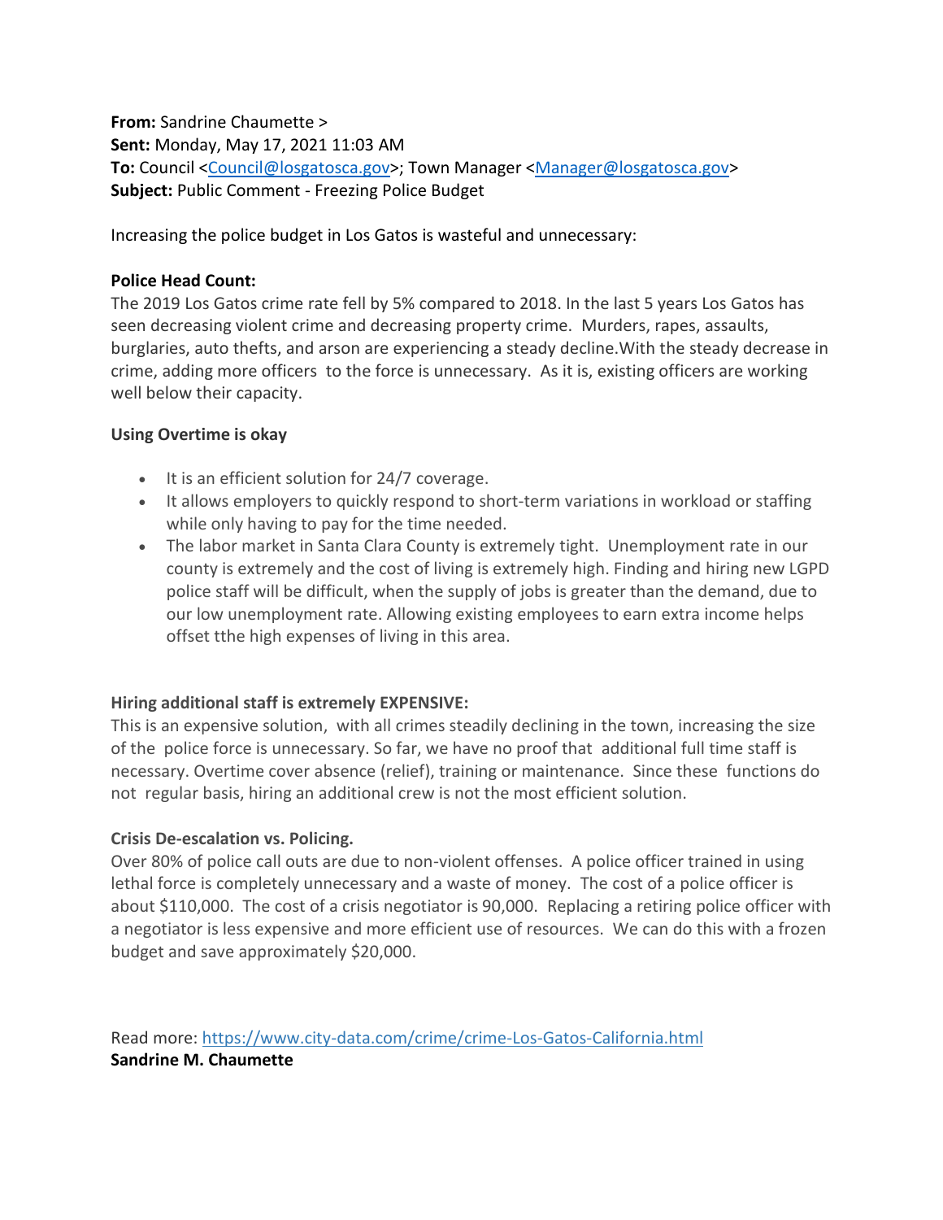**From:** Sandrine Chaumette >
**Sent:** Monday, May 17, 2021 11:03 AM
**To:** Council <Council@losgatosca.gov>; Town Manager <Manager@losgatosca.gov>
**Subject:** Public Comment - Freezing Police Budget

Increasing the police budget in Los Gatos is wasteful and unnecessary:

**Police Head Count:**
The 2019 Los Gatos crime rate fell by 5% compared to 2018. In the last 5 years Los Gatos has seen decreasing violent crime and decreasing property crime. Murders, rapes, assaults, burglaries, auto thefts, and arson are experiencing a steady decline.With the steady decrease in crime, adding more officers to the force is unnecessary. As it is, existing officers are working well below their capacity.

**Using Overtime is okay**

- It is an efficient solution for 24/7 coverage.
- It allows employers to quickly respond to short-term variations in workload or staffing while only having to pay for the time needed.
- The labor market in Santa Clara County is extremely tight. Unemployment rate in our county is extremely and the cost of living is extremely high. Finding and hiring new LGPD police staff will be difficult, when the supply of jobs is greater than the demand, due to our low unemployment rate. Allowing existing employees to earn extra income helps offset tthe high expenses of living in this area.

**Hiring additional staff is extremely EXPENSIVE:**
This is an expensive solution, with all crimes steadily declining in the town, increasing the size of the police force is unnecessary. So far, we have no proof that additional full time staff is necessary. Overtime cover absence (relief), training or maintenance. Since these functions do not regular basis, hiring an additional crew is not the most efficient solution.

**Crisis De-escalation vs. Policing.**
Over 80% of police call outs are due to non-violent offenses. A police officer trained in using lethal force is completely unnecessary and a waste of money. The cost of a police officer is about $110,000. The cost of a crisis negotiator is 90,000. Replacing a retiring police officer with a negotiator is less expensive and more efficient use of resources. We can do this with a frozen budget and save approximately $20,000.

Read more: https://www.city-data.com/crime/crime-Los-Gatos-California.html
**Sandrine M. Chaumette**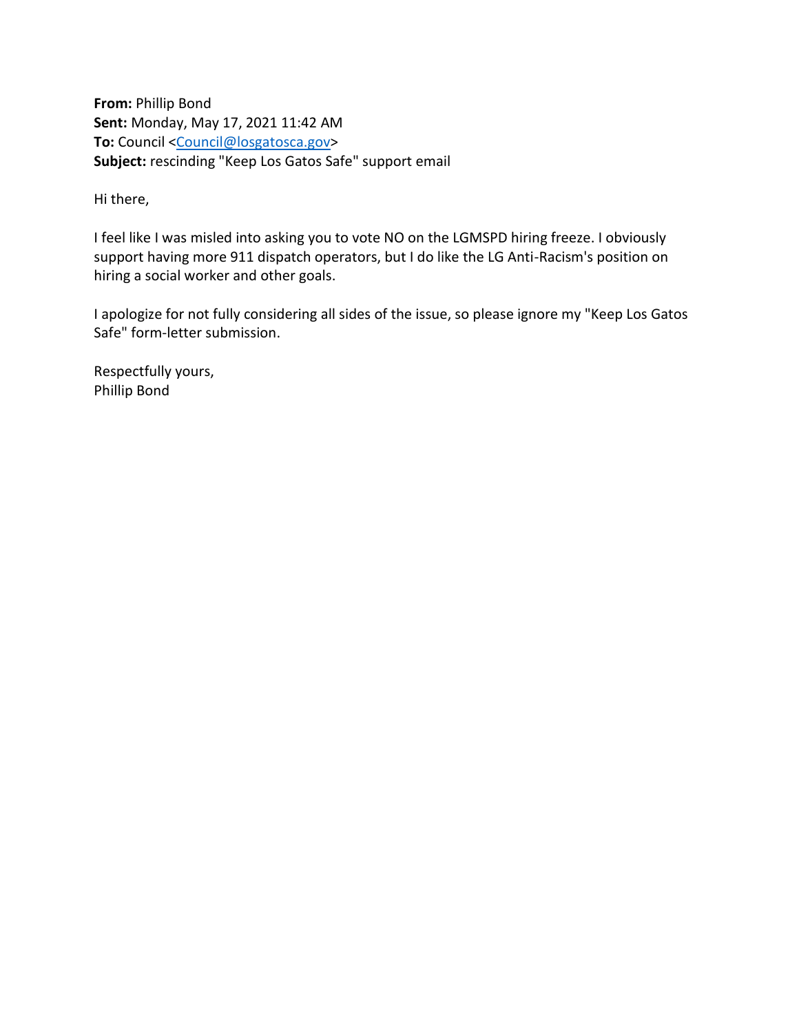**From:** Phillip Bond
**Sent:** Monday, May 17, 2021 11:42 AM
**To:** Council <Council@losgatosca.gov>
**Subject:** rescinding "Keep Los Gatos Safe" support email

Hi there,

I feel like I was misled into asking you to vote NO on the LGMSPD hiring freeze. I obviously support having more 911 dispatch operators, but I do like the LG Anti-Racism's position on hiring a social worker and other goals.

I apologize for not fully considering all sides of the issue, so please ignore my "Keep Los Gatos Safe" form-letter submission.

Respectfully yours,
Phillip Bond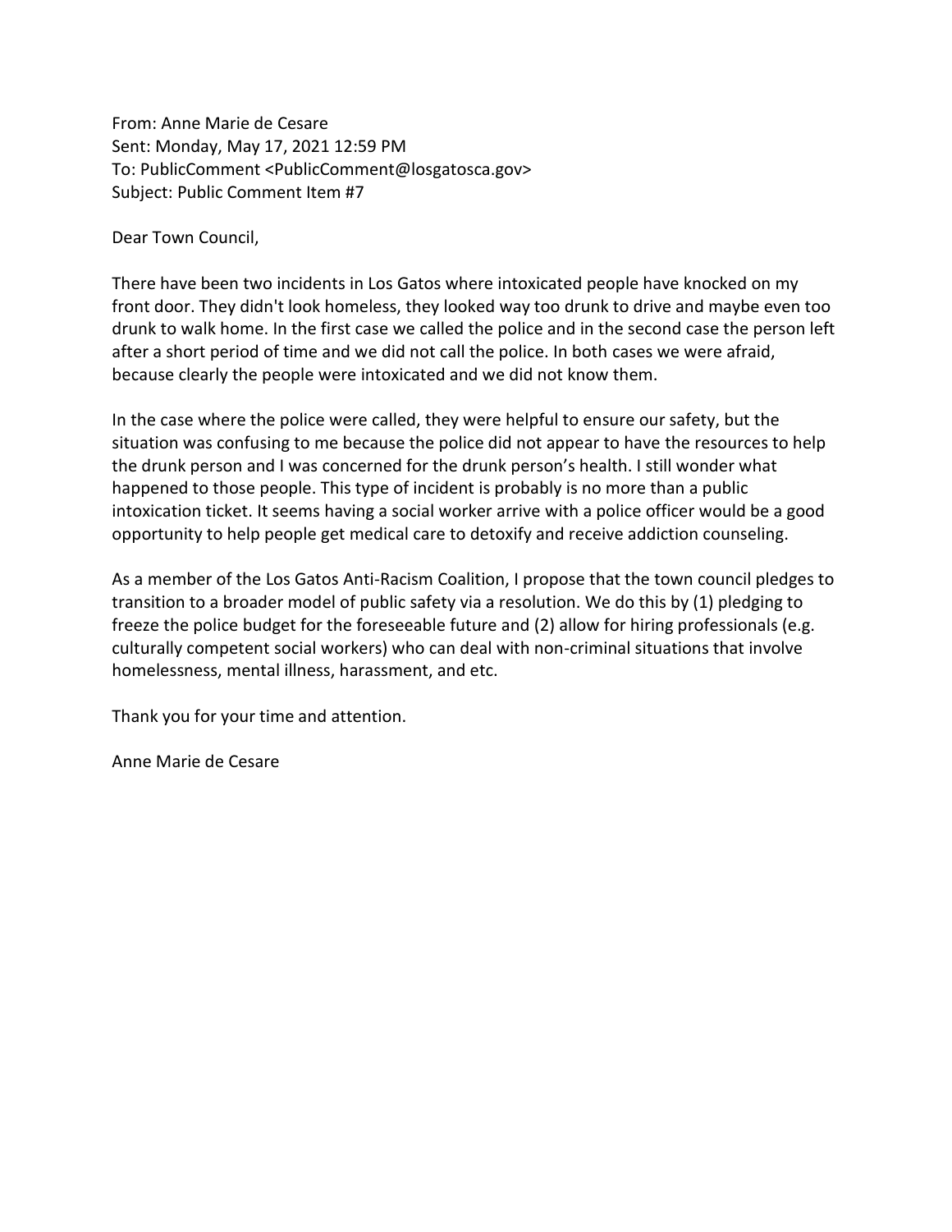From: Anne Marie de Cesare
Sent: Monday, May 17, 2021 12:59 PM
To: PublicComment <PublicComment@losgatosca.gov>
Subject: Public Comment Item #7

Dear Town Council,

There have been two incidents in Los Gatos where intoxicated people have knocked on my front door. They didn't look homeless, they looked way too drunk to drive and maybe even too drunk to walk home. In the first case we called the police and in the second case the person left after a short period of time and we did not call the police. In both cases we were afraid, because clearly the people were intoxicated and we did not know them.

In the case where the police were called, they were helpful to ensure our safety, but the situation was confusing to me because the police did not appear to have the resources to help the drunk person and I was concerned for the drunk person's health. I still wonder what happened to those people. This type of incident is probably is no more than a public intoxication ticket. It seems having a social worker arrive with a police officer would be a good opportunity to help people get medical care to detoxify and receive addiction counseling.

As a member of the Los Gatos Anti-Racism Coalition, I propose that the town council pledges to transition to a broader model of public safety via a resolution. We do this by (1) pledging to freeze the police budget for the foreseeable future and (2) allow for hiring professionals (e.g. culturally competent social workers) who can deal with non-criminal situations that involve homelessness, mental illness, harassment, and etc.

Thank you for your time and attention.

Anne Marie de Cesare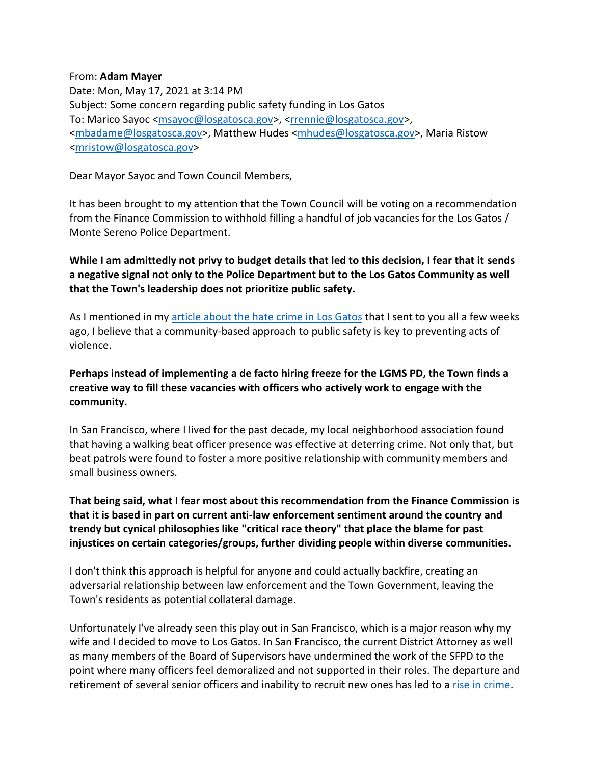From: **Adam Mayer**
Date: Mon, May 17, 2021 at 3:14 PM
Subject: Some concern regarding public safety funding in Los Gatos
To: Marico Sayoc <msayoc@losgatosca.gov>, <rrennie@losgatosca.gov>, <mbadame@losgatosca.gov>, Matthew Hudes <mhudes@losgatosca.gov>, Maria Ristow <mristow@losgatosca.gov>

Dear Mayor Sayoc and Town Council Members,

It has been brought to my attention that the Town Council will be voting on a recommendation from the Finance Commission to withhold filling a handful of job vacancies for the Los Gatos / Monte Sereno Police Department.

**While I am admittedly not privy to budget details that led to this decision, I fear that it sends a negative signal not only to the Police Department but to the Los Gatos Community as well that the Town's leadership does not prioritize public safety.**

As I mentioned in my [article about the hate crime in Los Gatos] that I sent to you all a few weeks ago, I believe that a community-based approach to public safety is key to preventing acts of violence.

**Perhaps instead of implementing a de facto hiring freeze for the LGMS PD, the Town finds a creative way to fill these vacancies with officers who actively work to engage with the community.**

In San Francisco, where I lived for the past decade, my local neighborhood association found that having a walking beat officer presence was effective at deterring crime. Not only that, but beat patrols were found to foster a more positive relationship with community members and small business owners.

**That being said, what I fear most about this recommendation from the Finance Commission is that it is based in part on current anti-law enforcement sentiment around the country and trendy but cynical philosophies like "critical race theory" that place the blame for past injustices on certain categories/groups, further dividing people within diverse communities.**

I don't think this approach is helpful for anyone and could actually backfire, creating an adversarial relationship between law enforcement and the Town Government, leaving the Town's residents as potential collateral damage.

Unfortunately I've already seen this play out in San Francisco, which is a major reason why my wife and I decided to move to Los Gatos. In San Francisco, the current District Attorney as well as many members of the Board of Supervisors have undermined the work of the SFPD to the point where many officers feel demoralized and not supported in their roles. The departure and retirement of several senior officers and inability to recruit new ones has led to a [rise in crime].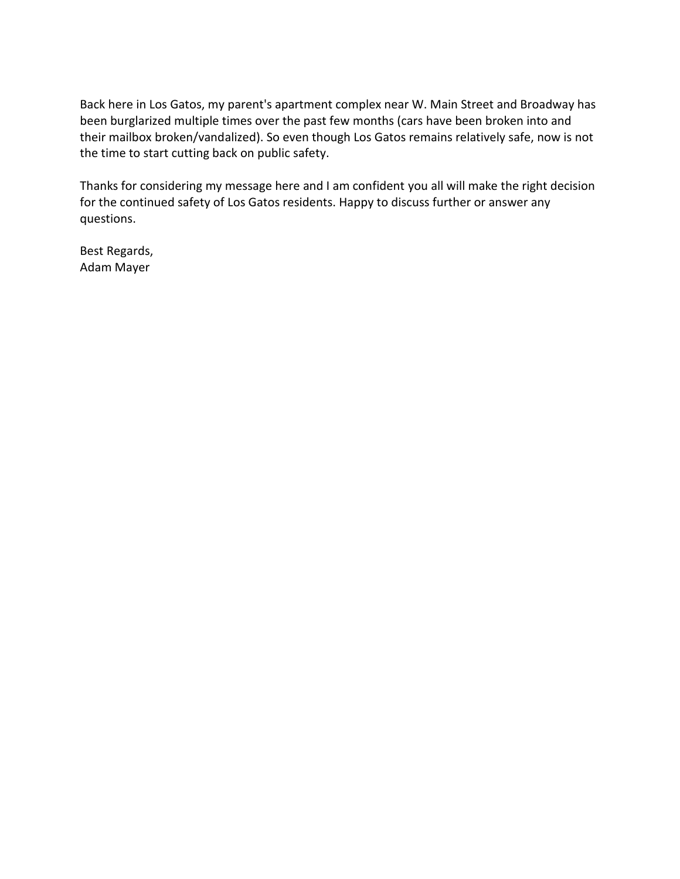Back here in Los Gatos, my parent's apartment complex near W. Main Street and Broadway has been burglarized multiple times over the past few months (cars have been broken into and their mailbox broken/vandalized). So even though Los Gatos remains relatively safe, now is not the time to start cutting back on public safety.

Thanks for considering my message here and I am confident you all will make the right decision for the continued safety of Los Gatos residents. Happy to discuss further or answer any questions.

Best Regards,
Adam Mayer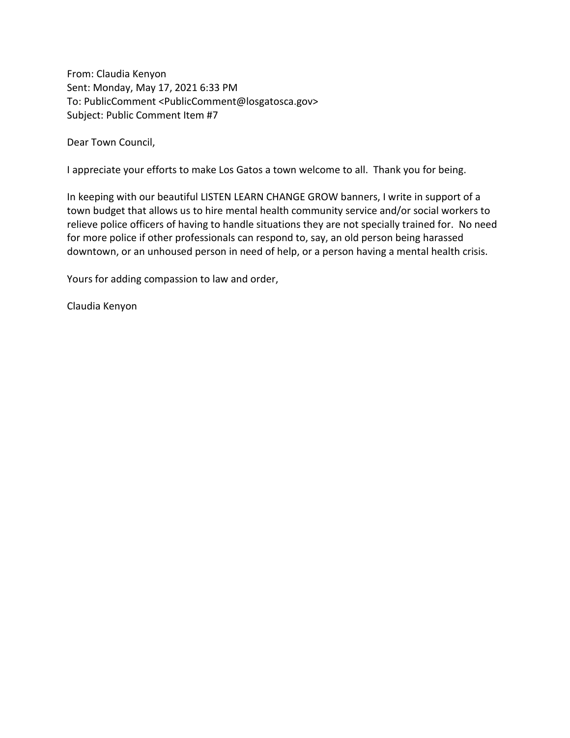From: Claudia Kenyon
Sent: Monday, May 17, 2021 6:33 PM
To: PublicComment <PublicComment@losgatosca.gov>
Subject: Public Comment Item #7

Dear Town Council,

I appreciate your efforts to make Los Gatos a town welcome to all. Thank you for being.

In keeping with our beautiful LISTEN LEARN CHANGE GROW banners, I write in support of a town budget that allows us to hire mental health community service and/or social workers to relieve police officers of having to handle situations they are not specially trained for. No need for more police if other professionals can respond to, say, an old person being harassed downtown, or an unhoused person in need of help, or a person having a mental health crisis.

Yours for adding compassion to law and order,

Claudia Kenyon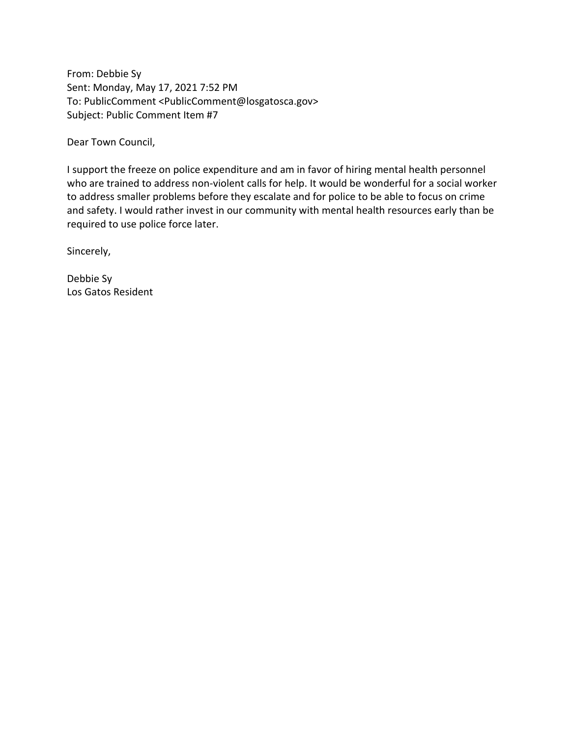From: Debbie Sy
Sent: Monday, May 17, 2021 7:52 PM
To: PublicComment <PublicComment@losgatosca.gov>
Subject: Public Comment Item #7

Dear Town Council,

I support the freeze on police expenditure and am in favor of hiring mental health personnel who are trained to address non-violent calls for help. It would be wonderful for a social worker to address smaller problems before they escalate and for police to be able to focus on crime and safety. I would rather invest in our community with mental health resources early than be required to use police force later.

Sincerely,

Debbie Sy
Los Gatos Resident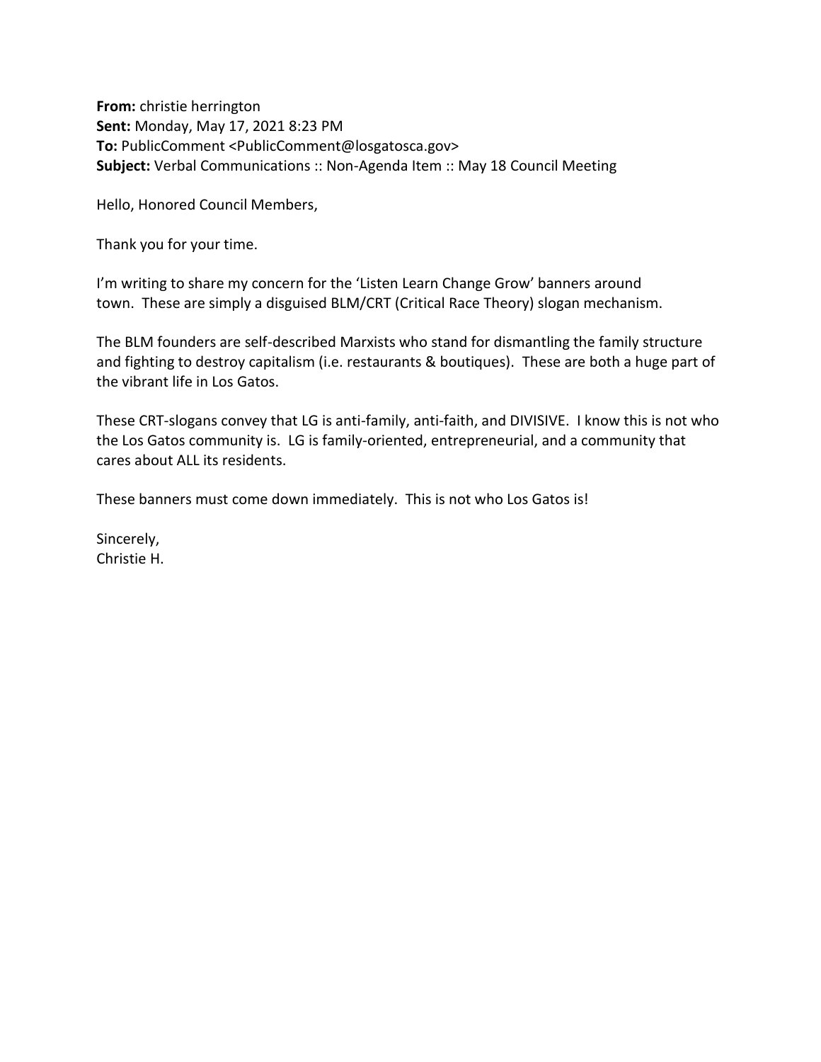**From:** christie herrington
**Sent:** Monday, May 17, 2021 8:23 PM
**To:** PublicComment <PublicComment@losgatosca.gov>
**Subject:** Verbal Communications :: Non-Agenda Item :: May 18 Council Meeting

Hello, Honored Council Members,

Thank you for your time.

I'm writing to share my concern for the 'Listen Learn Change Grow' banners around town. These are simply a disguised BLM/CRT (Critical Race Theory) slogan mechanism.

The BLM founders are self-described Marxists who stand for dismantling the family structure and fighting to destroy capitalism (i.e. restaurants & boutiques). These are both a huge part of the vibrant life in Los Gatos.

These CRT-slogans convey that LG is anti-family, anti-faith, and DIVISIVE. I know this is not who the Los Gatos community is. LG is family-oriented, entrepreneurial, and a community that cares about ALL its residents.

These banners must come down immediately. This is not who Los Gatos is!

Sincerely,
Christie H.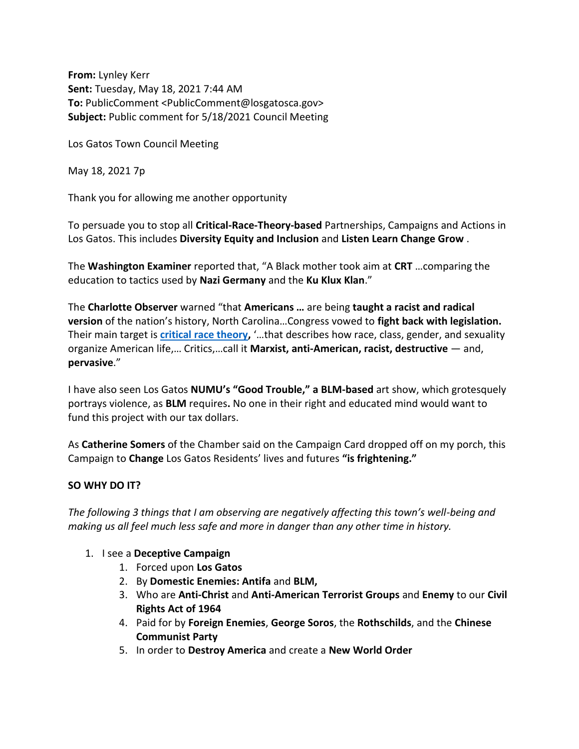**From:** Lynley Kerr
**Sent:** Tuesday, May 18, 2021 7:44 AM
**To:** PublicComment <PublicComment@losgatosca.gov>
**Subject:** Public comment for 5/18/2021 Council Meeting

Los Gatos Town Council Meeting

May 18, 2021 7p

Thank you for allowing me another opportunity

To persuade you to stop all **Critical-Race-Theory-based** Partnerships, Campaigns and Actions in Los Gatos. This includes **Diversity Equity and Inclusion** and **Listen Learn Change Grow** .

The **Washington Examiner** reported that, "A Black mother took aim at **CRT** …comparing the education to tactics used by **Nazi Germany** and the **Ku Klux Klan**."

The **Charlotte Observer** warned "that **Americans …** are being **taught a racist and radical version** of the nation's history, North Carolina…Congress vowed to **fight back with legislation.** Their main target is **critical race theory,** '…that describes how race, class, gender, and sexuality organize American life,… Critics,…call it **Marxist, anti-American, racist, destructive** — and, **pervasive**."

I have also seen Los Gatos **NUMU's "Good Trouble," a BLM-based** art show, which grotesquely portrays violence, as **BLM** requires**.** No one in their right and educated mind would want to fund this project with our tax dollars.

As **Catherine Somers** of the Chamber said on the Campaign Card dropped off on my porch, this Campaign to **Change** Los Gatos Residents' lives and futures **"is frightening."**

**SO WHY DO IT?**

*The following 3 things that I am observing are negatively affecting this town's well-being and making us all feel much less safe and more in danger than any other time in history.*

1. I see a **Deceptive Campaign**
    1. Forced upon **Los Gatos**
    2. By **Domestic Enemies: Antifa** and **BLM,**
    3. Who are **Anti-Christ** and **Anti-American Terrorist Groups** and **Enemy** to our **Civil Rights Act of 1964**
    4. Paid for by **Foreign Enemies**, **George Soros**, the **Rothschilds**, and the **Chinese Communist Party**
    5. In order to **Destroy America** and create a **New World Order**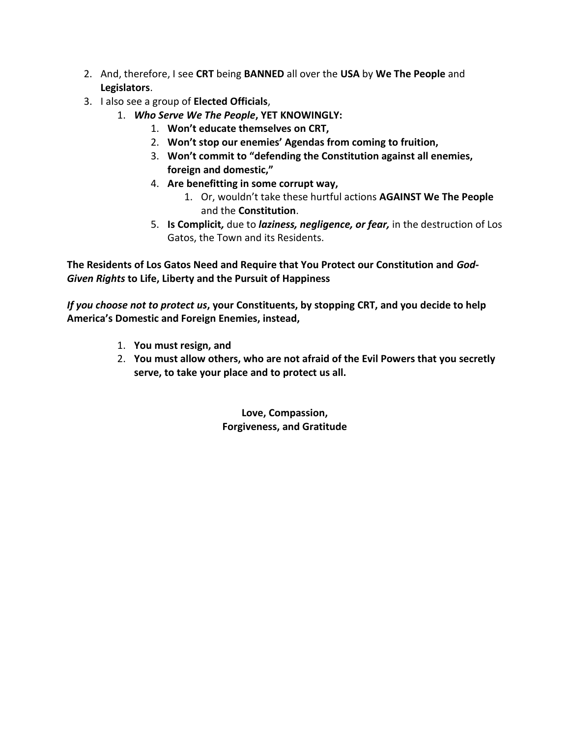2. And, therefore, I see **CRT** being **BANNED** all over the **USA** by **We The People** and **Legislators**.
3. I also see a group of **Elected Officials**,
    1. ***Who Serve We The People*, YET KNOWINGLY:**
        1. **Won't educate themselves on CRT,**
        2. **Won't stop our enemies' Agendas from coming to fruition,**
        3. **Won't commit to "defending the Constitution against all enemies, foreign and domestic,"**
        4. **Are benefitting in some corrupt way,**
            1. Or, wouldn't take these hurtful actions **AGAINST We The People** and the **Constitution**.
        5. **Is Complicit***,* due to ***laziness, negligence, or fear,*** in the destruction of Los Gatos, the Town and its Residents.

**The Residents of Los Gatos Need and Require that You Protect our Constitution and *God-Given Rights* to Life, Liberty and the Pursuit of Happiness**

***If you choose not to protect us*, your Constituents, by stopping CRT, and you decide to help America's Domestic and Foreign Enemies, instead,**

1. **You must resign, and**
2. **You must allow others, who are not afraid of the Evil Powers that you secretly serve, to take your place and to protect us all.**

**Love, Compassion,**
**Forgiveness, and Gratitude**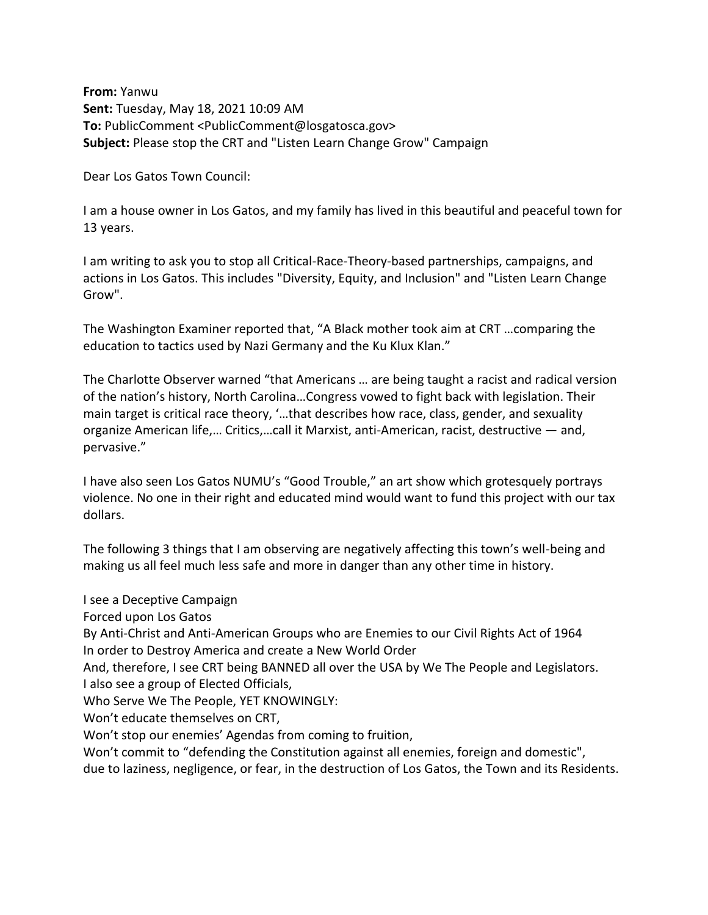**From:** Yanwu
**Sent:** Tuesday, May 18, 2021 10:09 AM
**To:** PublicComment <PublicComment@losgatosca.gov>
**Subject:** Please stop the CRT and "Listen Learn Change Grow" Campaign

Dear Los Gatos Town Council:

I am a house owner in Los Gatos, and my family has lived in this beautiful and peaceful town for 13 years.

I am writing to ask you to stop all Critical-Race-Theory-based partnerships, campaigns, and actions in Los Gatos. This includes "Diversity, Equity, and Inclusion" and "Listen Learn Change Grow".

The Washington Examiner reported that, "A Black mother took aim at CRT …comparing the education to tactics used by Nazi Germany and the Ku Klux Klan."

The Charlotte Observer warned "that Americans … are being taught a racist and radical version of the nation's history, North Carolina…Congress vowed to fight back with legislation. Their main target is critical race theory, '…that describes how race, class, gender, and sexuality organize American life,… Critics,…call it Marxist, anti-American, racist, destructive — and, pervasive."

I have also seen Los Gatos NUMU's "Good Trouble," an art show which grotesquely portrays violence. No one in their right and educated mind would want to fund this project with our tax dollars.

The following 3 things that I am observing are negatively affecting this town's well-being and making us all feel much less safe and more in danger than any other time in history.

I see a Deceptive Campaign
Forced upon Los Gatos
By Anti-Christ and Anti-American Groups who are Enemies to our Civil Rights Act of 1964
In order to Destroy America and create a New World Order
And, therefore, I see CRT being BANNED all over the USA by We The People and Legislators.
I also see a group of Elected Officials,
Who Serve We The People, YET KNOWINGLY:
Won't educate themselves on CRT,
Won't stop our enemies' Agendas from coming to fruition,
Won't commit to "defending the Constitution against all enemies, foreign and domestic",
due to laziness, negligence, or fear, in the destruction of Los Gatos, the Town and its Residents.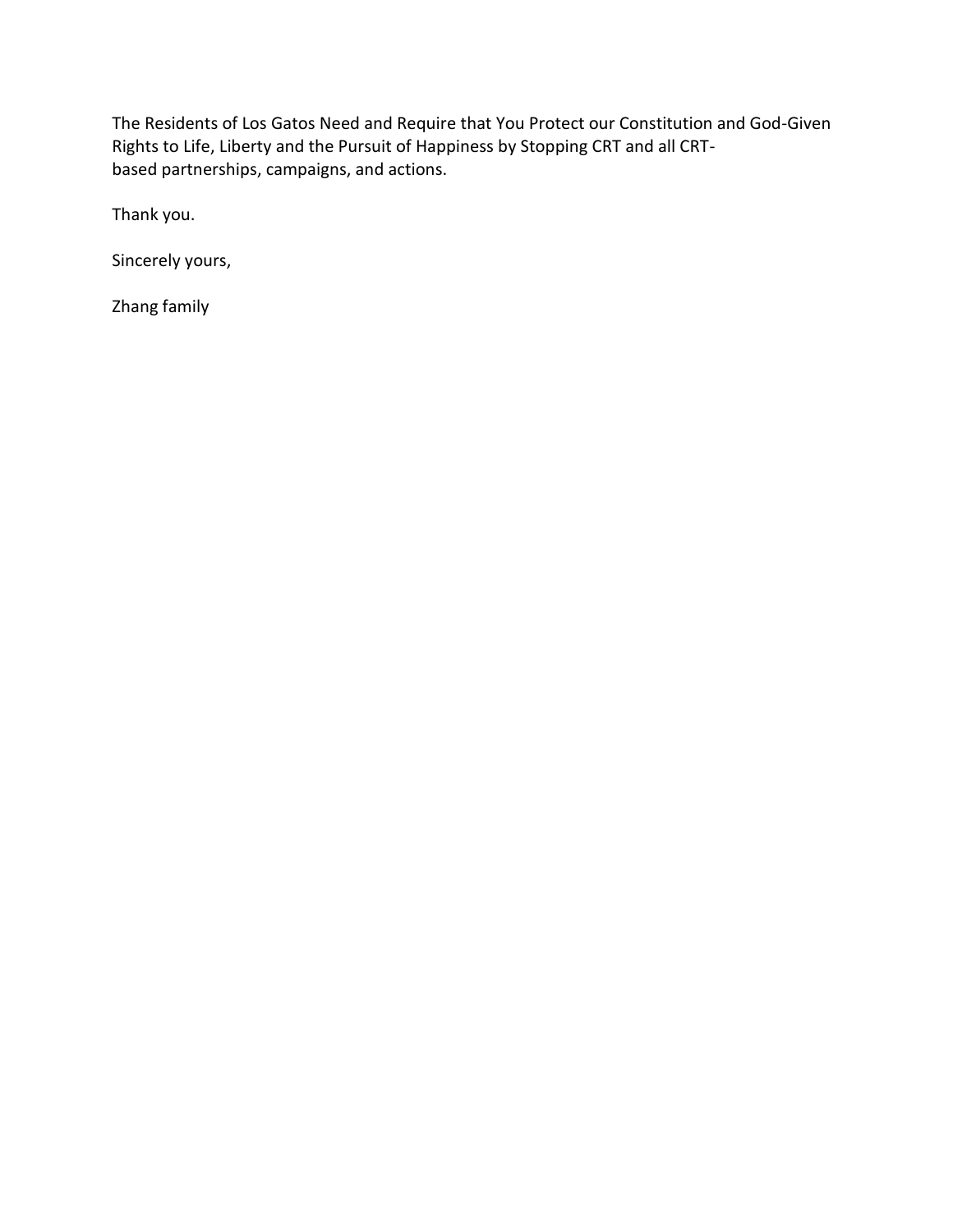The Residents of Los Gatos Need and Require that You Protect our Constitution and God-Given Rights to Life, Liberty and the Pursuit of Happiness by Stopping CRT and all CRT-based partnerships, campaigns, and actions.

Thank you.

Sincerely yours,

Zhang family